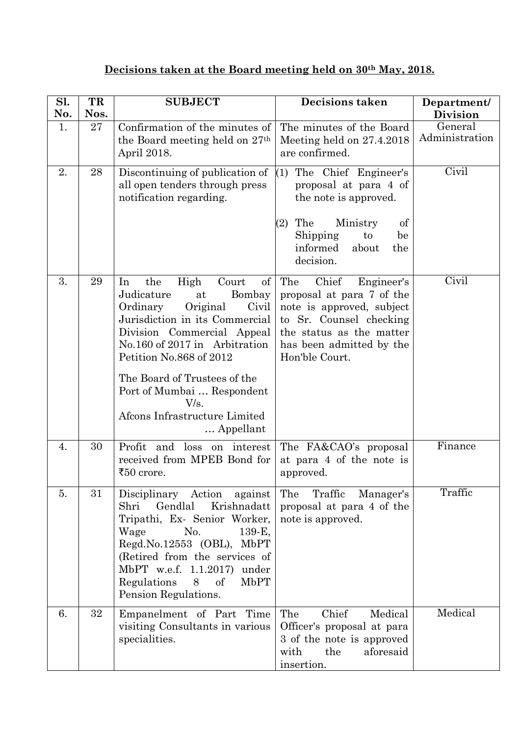**Decisions taken at the Board meeting held on 30th May, 2018.**

| Sl. No. | TR Nos. | SUBJECT | Decisions taken | Department/ Division |
|---|---|---|---|---|
| 1. | 27 | Confirmation of the minutes of the Board meeting held on 27th April 2018. | The minutes of the Board Meeting held on 27.4.2018 are confirmed. | General Administration |
| 2. | 28 | Discontinuing of publication of all open tenders through press notification regarding. | (1) The Chief Engineer's proposal at para 4 of the note is approved.<br><br>(2) The Ministry of Shipping to be informed about the decision. | Civil |
| 3. | 29 | In the High Court of Judicature at Bombay Ordinary Original Civil Jurisdiction in its Commercial Division Commercial Appeal No.160 of 2017 in Arbitration Petition No.868 of 2012<br><br>The Board of Trustees of the Port of Mumbai … Respondent<br>V/s.<br>Afcons Infrastructure Limited … Appellant | The Chief Engineer's proposal at para 7 of the note is approved, subject to Sr. Counsel checking the status as the matter has been admitted by the Hon'ble Court. | Civil |
| 4. | 30 | Profit and loss on interest received from MPEB Bond for ₹50 crore. | The FA&CAO's proposal at para 4 of the note is approved. | Finance |
| 5. | 31 | Disciplinary Action against Shri Gendlal Krishnadatt Tripathi, Ex- Senior Worker, Wage No. 139-E, Regd.No.12553 (OBL), MbPT (Retired from the services of MbPT w.e.f. 1.1.2017) under Regulations 8 of MbPT Pension Regulations. | The Traffic Manager's proposal at para 4 of the note is approved. | Traffic |
| 6. | 32 | Empanelment of Part Time visiting Consultants in various specialities. | The Chief Medical Officer's proposal at para 3 of the note is approved with the aforesaid insertion. | Medical |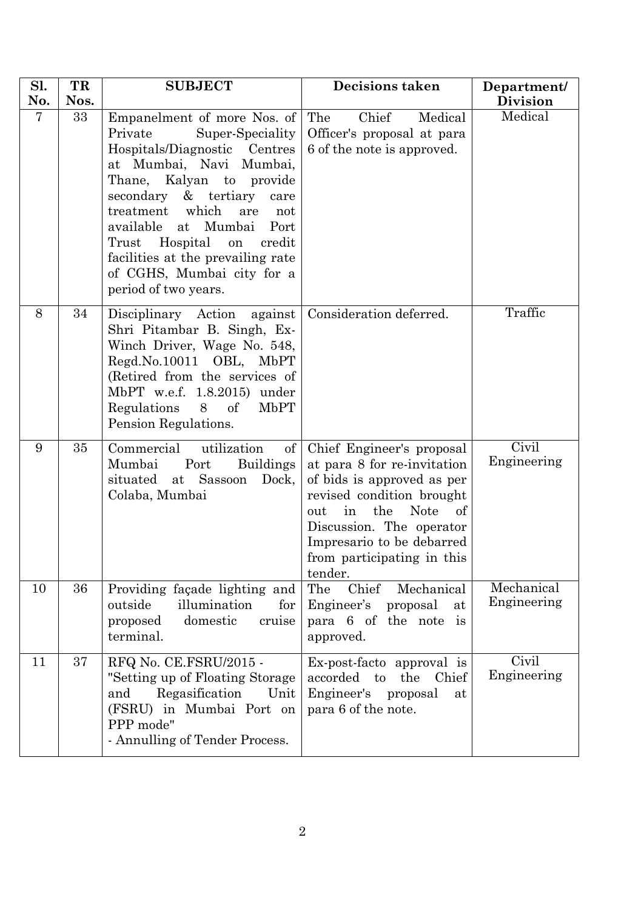| Sl. No. | TR Nos. | SUBJECT | Decisions taken | Department/ Division |
| --- | --- | --- | --- | --- |
| 7 | 33 | Empanelment of more Nos. of Private Super-Speciality Hospitals/Diagnostic Centres at Mumbai, Navi Mumbai, Thane, Kalyan to provide secondary & tertiary care treatment which are not available at Mumbai Port Trust Hospital on credit facilities at the prevailing rate of CGHS, Mumbai city for a period of two years. | The Chief Medical Officer's proposal at para 6 of the note is approved. | Medical |
| 8 | 34 | Disciplinary Action against Shri Pitambar B. Singh, Ex-Winch Driver, Wage No. 548, Regd.No.10011 OBL, MbPT (Retired from the services of MbPT w.e.f. 1.8.2015) under Regulations 8 of MbPT Pension Regulations. | Consideration deferred. | Traffic |
| 9 | 35 | Commercial utilization of Mumbai Port Buildings situated at Sassoon Dock, Colaba, Mumbai | Chief Engineer's proposal at para 8 for re-invitation of bids is approved as per revised condition brought out in the Note of Discussion. The operator Impresario to be debarred from participating in this tender. | Civil Engineering |
| 10 | 36 | Providing façade lighting and outside illumination for proposed domestic cruise terminal. | The Chief Mechanical Engineer's proposal at para 6 of the note is approved. | Mechanical Engineering |
| 11 | 37 | RFQ No. CE.FSRU/2015 - "Setting up of Floating Storage and Regasification Unit (FSRU) in Mumbai Port on PPP mode" - Annulling of Tender Process. | Ex-post-facto approval is accorded to the Chief Engineer's proposal at para 6 of the note. | Civil Engineering |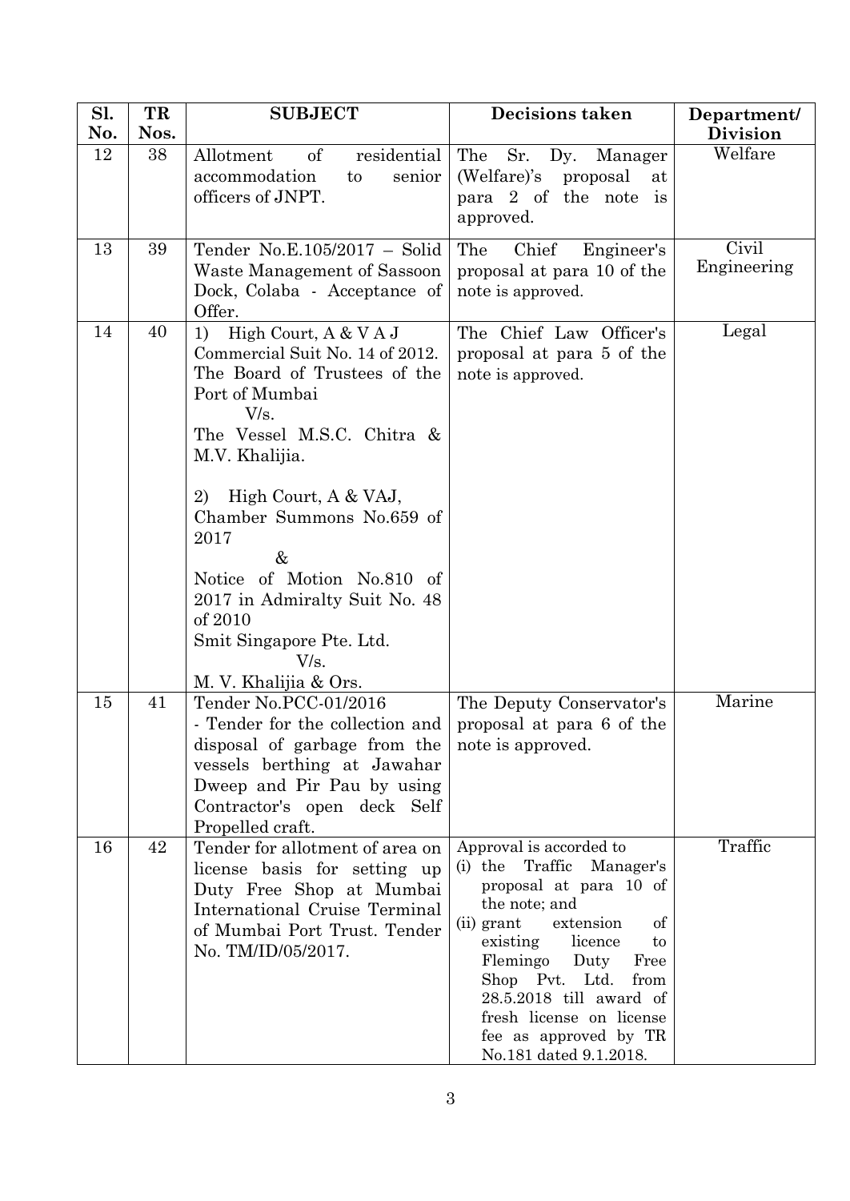| Sl. No. | TR Nos. | SUBJECT | Decisions taken | Department/ Division |
|---|---|---|---|---|
| 12 | 38 | Allotment of residential accommodation to senior officers of JNPT. | The Sr. Dy. Manager (Welfare)'s proposal at para 2 of the note is approved. | Welfare |
| 13 | 39 | Tender No.E.105/2017 – Solid Waste Management of Sassoon Dock, Colaba - Acceptance of Offer. | The Chief Engineer's proposal at para 10 of the note is approved. | Civil Engineering |
| 14 | 40 | 1) High Court, A & V A J Commercial Suit No. 14 of 2012. The Board of Trustees of the Port of Mumbai V/s. The Vessel M.S.C. Chitra & M.V. Khalijia.<br><br>2) High Court, A & VAJ, Chamber Summons No.659 of 2017 & Notice of Motion No.810 of 2017 in Admiralty Suit No. 48 of 2010 Smit Singapore Pte. Ltd. V/s. M. V. Khalijia & Ors. | The Chief Law Officer's proposal at para 5 of the note is approved. | Legal |
| 15 | 41 | Tender No.PCC-01/2016 - Tender for the collection and disposal of garbage from the vessels berthing at Jawahar Dweep and Pir Pau by using Contractor's open deck Self Propelled craft. | The Deputy Conservator's proposal at para 6 of the note is approved. | Marine |
| 16 | 42 | Tender for allotment of area on license basis for setting up Duty Free Shop at Mumbai International Cruise Terminal of Mumbai Port Trust. Tender No. TM/ID/05/2017. | Approval is accorded to<br>(i) the Traffic Manager's proposal at para 10 of the note; and<br>(ii) grant extension of existing licence to Flemingo Duty Free Shop Pvt. Ltd. from 28.5.2018 till award of fresh license on license fee as approved by TR No.181 dated 9.1.2018. | Traffic |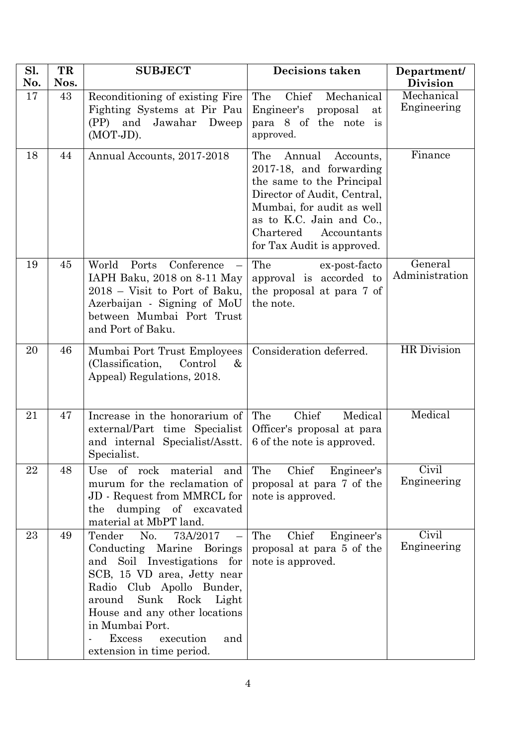| Sl. No. | TR Nos. | SUBJECT | Decisions taken | Department/ Division |
|---|---|---|---|---|
| 17 | 43 | Reconditioning of existing Fire Fighting Systems at Pir Pau (PP) and Jawahar Dweep (MOT-JD). | The Chief Mechanical Engineer's proposal at para 8 of the note is approved. | Mechanical Engineering |
| 18 | 44 | Annual Accounts, 2017-2018 | The Annual Accounts, 2017-18, and forwarding the same to the Principal Director of Audit, Central, Mumbai, for audit as well as to K.C. Jain and Co., Chartered Accountants for Tax Audit is approved. | Finance |
| 19 | 45 | World Ports Conference – IAPH Baku, 2018 on 8-11 May 2018 – Visit to Port of Baku, Azerbaijan - Signing of MoU between Mumbai Port Trust and Port of Baku. | The ex-post-facto approval is accorded to the proposal at para 7 of the note. | General Administration |
| 20 | 46 | Mumbai Port Trust Employees (Classification, Control & Appeal) Regulations, 2018. | Consideration deferred. | HR Division |
| 21 | 47 | Increase in the honorarium of external/Part time Specialist and internal Specialist/Asstt. Specialist. | The Chief Medical Officer's proposal at para 6 of the note is approved. | Medical |
| 22 | 48 | Use of rock material and murum for the reclamation of JD - Request from MMRCL for the dumping of excavated material at MbPT land. | The Chief Engineer's proposal at para 7 of the note is approved. | Civil Engineering |
| 23 | 49 | Tender No. 73A/2017 – Conducting Marine Borings and Soil Investigations for SCB, 15 VD area, Jetty near Radio Club Apollo Bunder, around Sunk Rock Light House and any other locations in Mumbai Port. - Excess execution and extension in time period. | The Chief Engineer's proposal at para 5 of the note is approved. | Civil Engineering |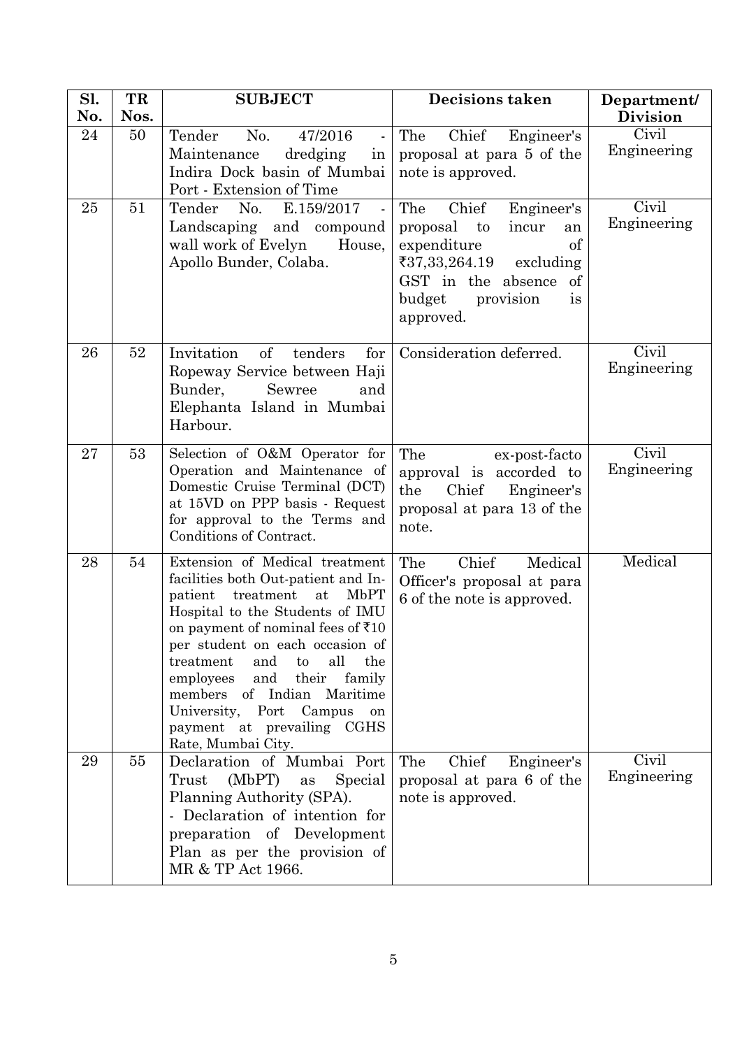| Sl. No. | TR Nos. | SUBJECT | Decisions taken | Department/ Division |
|---|---|---|---|---|
| 24 | 50 | Tender No. 47/2016 - Maintenance dredging in Indira Dock basin of Mumbai Port - Extension of Time | The Chief Engineer's proposal at para 5 of the note is approved. | Civil Engineering |
| 25 | 51 | Tender No. E.159/2017 - Landscaping and compound wall work of Evelyn House, Apollo Bunder, Colaba. | The Chief Engineer's proposal to incur an expenditure of ₹37,33,264.19 excluding GST in the absence of budget provision is approved. | Civil Engineering |
| 26 | 52 | Invitation of tenders for Ropeway Service between Haji Bunder, Sewree and Elephanta Island in Mumbai Harbour. | Consideration deferred. | Civil Engineering |
| 27 | 53 | Selection of O&M Operator for Operation and Maintenance of Domestic Cruise Terminal (DCT) at 15VD on PPP basis - Request for approval to the Terms and Conditions of Contract. | The ex-post-facto approval is accorded to the Chief Engineer's proposal at para 13 of the note. | Civil Engineering |
| 28 | 54 | Extension of Medical treatment facilities both Out-patient and In-patient treatment at MbPT Hospital to the Students of IMU on payment of nominal fees of ₹10 per student on each occasion of treatment and to all the employees and their family members of Indian Maritime University, Port Campus on payment at prevailing CGHS Rate, Mumbai City. | The Chief Medical Officer's proposal at para 6 of the note is approved. | Medical |
| 29 | 55 | Declaration of Mumbai Port Trust (MbPT) as Special Planning Authority (SPA). - Declaration of intention for preparation of Development Plan as per the provision of MR & TP Act 1966. | The Chief Engineer's proposal at para 6 of the note is approved. | Civil Engineering |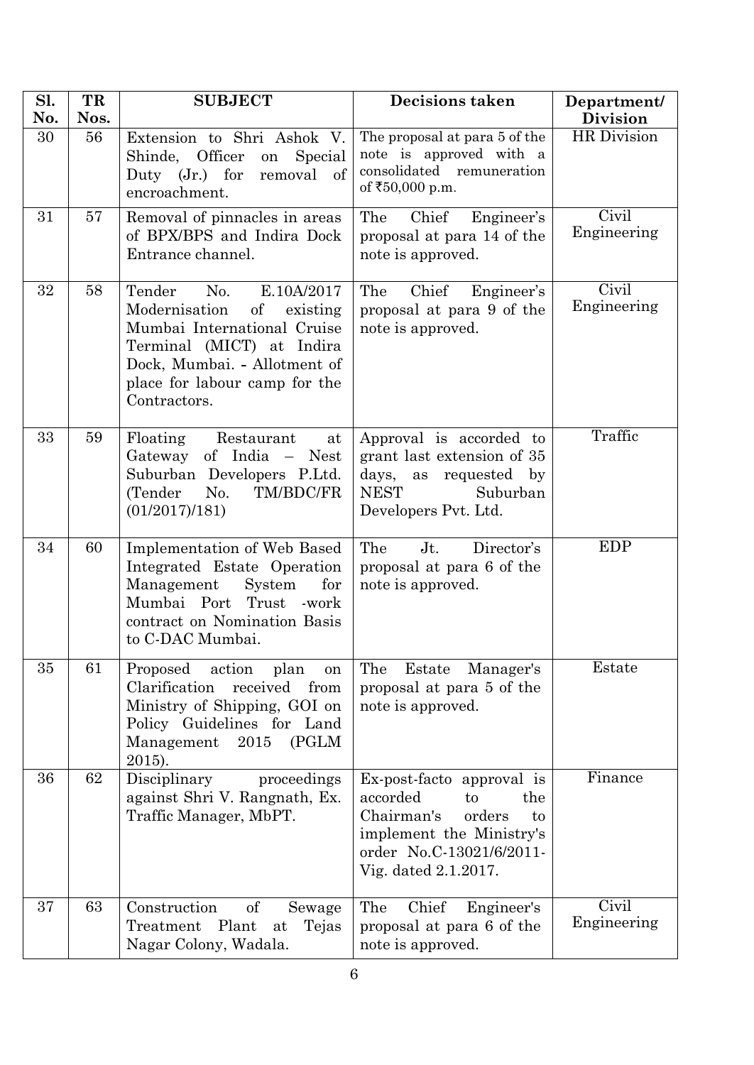| Sl. No. | TR Nos. | SUBJECT | Decisions taken | Department/ Division |
|---|---|---|---|---|
| 30 | 56 | Extension to Shri Ashok V. Shinde, Officer on Special Duty (Jr.) for removal of encroachment. | The proposal at para 5 of the note is approved with a consolidated remuneration of ₹50,000 p.m. | HR Division |
| 31 | 57 | Removal of pinnacles in areas of BPX/BPS and Indira Dock Entrance channel. | The Chief Engineer's proposal at para 14 of the note is approved. | Civil Engineering |
| 32 | 58 | Tender No. E.10A/2017 Modernisation of existing Mumbai International Cruise Terminal (MICT) at Indira Dock, Mumbai. - Allotment of place for labour camp for the Contractors. | The Chief Engineer's proposal at para 9 of the note is approved. | Civil Engineering |
| 33 | 59 | Floating Restaurant at Gateway of India – Nest Suburban Developers P.Ltd. (Tender No. TM/BDC/FR (01/2017)/181) | Approval is accorded to grant last extension of 35 days, as requested by NEST Suburban Developers Pvt. Ltd. | Traffic |
| 34 | 60 | Implementation of Web Based Integrated Estate Operation Management System for Mumbai Port Trust -work contract on Nomination Basis to C-DAC Mumbai. | The Jt. Director's proposal at para 6 of the note is approved. | EDP |
| 35 | 61 | Proposed action plan on Clarification received from Ministry of Shipping, GOI on Policy Guidelines for Land Management 2015 (PGLM 2015). | The Estate Manager's proposal at para 5 of the note is approved. | Estate |
| 36 | 62 | Disciplinary proceedings against Shri V. Rangnath, Ex. Traffic Manager, MbPT. | Ex-post-facto approval is accorded to the Chairman's orders to implement the Ministry's order No.C-13021/6/2011-Vig. dated 2.1.2017. | Finance |
| 37 | 63 | Construction of Sewage Treatment Plant at Tejas Nagar Colony, Wadala. | The Chief Engineer's proposal at para 6 of the note is approved. | Civil Engineering |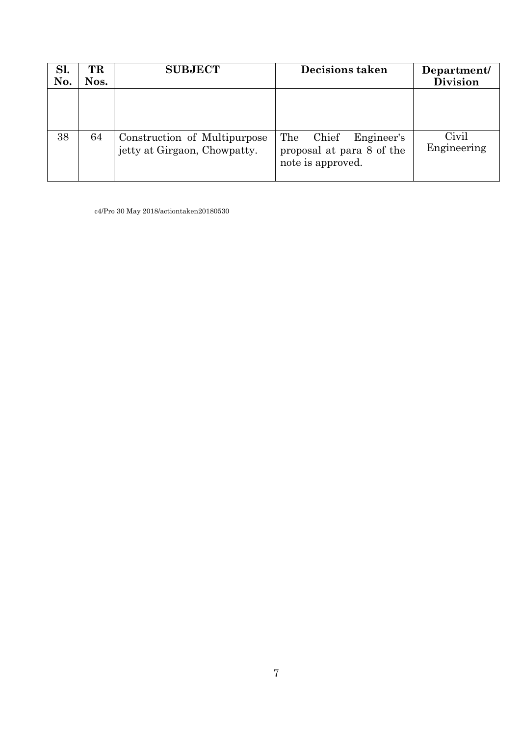| Sl. No. | TR Nos. | SUBJECT | Decisions taken | Department/ Division |
|---|---|---|---|---|
| | | | | |
| 38 | 64 | Construction of Multipurpose jetty at Girgaon, Chowpatty. | The Chief Engineer's proposal at para 8 of the note is approved. | Civil Engineering |

c4/Pro 30 May 2018/actiontaken20180530